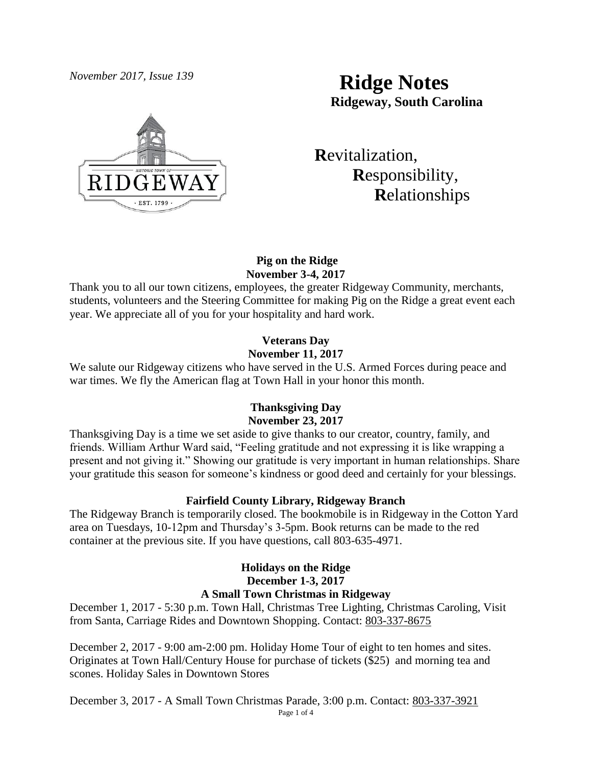*November 2017, Issue 139*

# Ridge Notes

**Ridgeway, South Carolina**

**R**evitalization,
**R**esponsibility,
**R**elationships

### Pig on the Ridge
**November 3-4, 2017**

Thank you to all our town citizens, employees, the greater Ridgeway Community, merchants, students, volunteers and the Steering Committee for making Pig on the Ridge a great event each year. We appreciate all of you for your hospitality and hard work.

### Veterans Day
**November 11, 2017**

We salute our Ridgeway citizens who have served in the U.S. Armed Forces during peace and war times. We fly the American flag at Town Hall in your honor this month.

### Thanksgiving Day
**November 23, 2017**

Thanksgiving Day is a time we set aside to give thanks to our creator, country, family, and friends. William Arthur Ward said, "Feeling gratitude and not expressing it is like wrapping a present and not giving it." Showing our gratitude is very important in human relationships. Share your gratitude this season for someone's kindness or good deed and certainly for your blessings.

### Fairfield County Library, Ridgeway Branch

The Ridgeway Branch is temporarily closed. The bookmobile is in Ridgeway in the Cotton Yard area on Tuesdays, 10-12pm and Thursday's 3-5pm. Book returns can be made to the red container at the previous site. If you have questions, call 803-635-4971.

### Holidays on the Ridge
**December 1-3, 2017**
**A Small Town Christmas in Ridgeway**

December 1, 2017 - 5:30 p.m. Town Hall, Christmas Tree Lighting, Christmas Caroling, Visit from Santa, Carriage Rides and Downtown Shopping. Contact: 803-337-8675

December 2, 2017 - 9:00 am-2:00 pm. Holiday Home Tour of eight to ten homes and sites. Originates at Town Hall/Century House for purchase of tickets ($25) and morning tea and scones. Holiday Sales in Downtown Stores

December 3, 2017 - A Small Town Christmas Parade, 3:00 p.m. Contact: 803-337-3921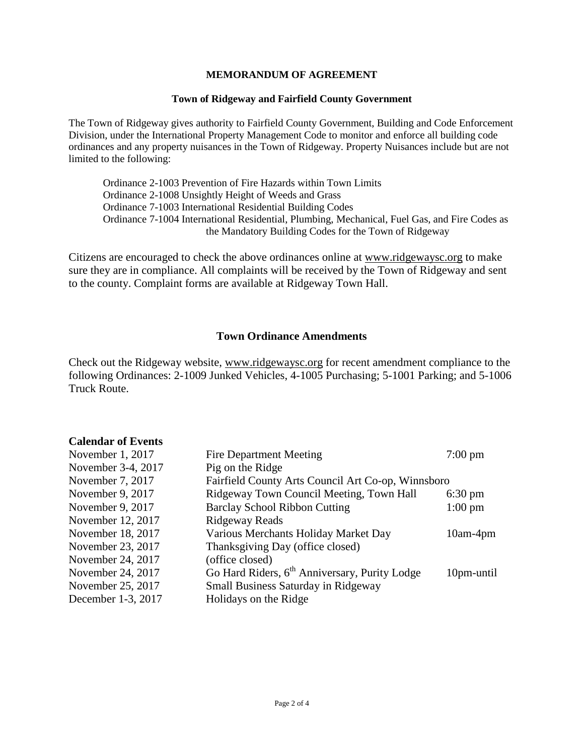## MEMORANDUM OF AGREEMENT

### Town of Ridgeway and Fairfield County Government

The Town of Ridgeway gives authority to Fairfield County Government, Building and Code Enforcement Division, under the International Property Management Code to monitor and enforce all building code ordinances and any property nuisances in the Town of Ridgeway. Property Nuisances include but are not limited to the following:

- Ordinance 2-1003 Prevention of Fire Hazards within Town Limits
- Ordinance 2-1008 Unsightly Height of Weeds and Grass
- Ordinance 7-1003 International Residential Building Codes
- Ordinance 7-1004 International Residential, Plumbing, Mechanical, Fuel Gas, and Fire Codes as the Mandatory Building Codes for the Town of Ridgeway

Citizens are encouraged to check the above ordinances online at www.ridgewaysc.org to make sure they are in compliance. All complaints will be received by the Town of Ridgeway and sent to the county. Complaint forms are available at Ridgeway Town Hall.

## Town Ordinance Amendments

Check out the Ridgeway website, www.ridgewaysc.org for recent amendment compliance to the following Ordinances: 2-1009 Junked Vehicles, 4-1005 Purchasing; 5-1001 Parking; and 5-1006 Truck Route.

**Calendar of Events**

| Date | Event | Time |
|---|---|---|
| November 1, 2017 | Fire Department Meeting | 7:00 pm |
| November 3-4, 2017 | Pig on the Ridge | |
| November 7, 2017 | Fairfield County Arts Council Art Co-op, Winnsboro | |
| November 9, 2017 | Ridgeway Town Council Meeting, Town Hall | 6:30 pm |
| November 9, 2017 | Barclay School Ribbon Cutting | 1:00 pm |
| November 12, 2017 | Ridgeway Reads | |
| November 18, 2017 | Various Merchants Holiday Market Day | 10am-4pm |
| November 23, 2017 | Thanksgiving Day (office closed) | |
| November 24, 2017 | (office closed) | |
| November 24, 2017 | Go Hard Riders, 6th Anniversary, Purity Lodge | 10pm-until |
| November 25, 2017 | Small Business Saturday in Ridgeway | |
| December 1-3, 2017 | Holidays on the Ridge | |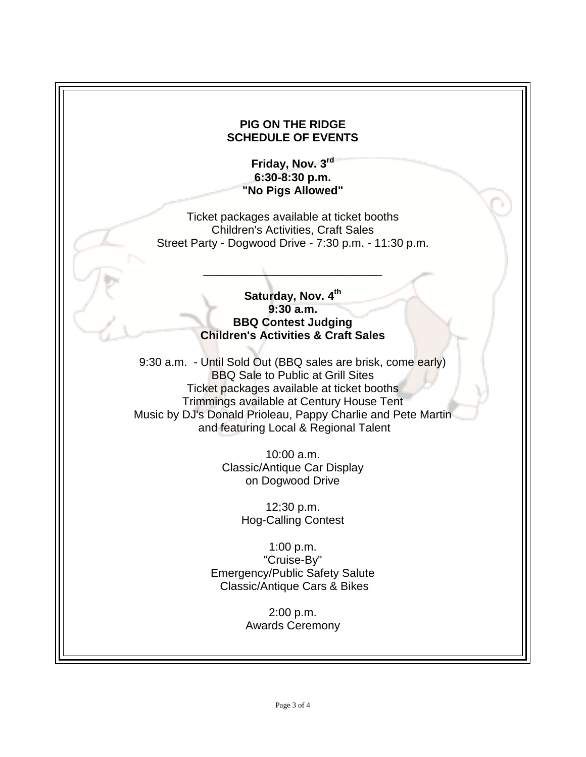## PIG ON THE RIDGE
## SCHEDULE OF EVENTS

**Friday, Nov. 3rd**
**6:30-8:30 p.m.**
**"No Pigs Allowed"**

Ticket packages available at ticket booths
Children's Activities, Craft Sales
Street Party - Dogwood Drive - 7:30 p.m. - 11:30 p.m.

---

**Saturday, Nov. 4th**
**9:30 a.m.**
**BBQ Contest Judging**
**Children's Activities & Craft Sales**

9:30 a.m. - Until Sold Out (BBQ sales are brisk, come early)
BBQ Sale to Public at Grill Sites
Ticket packages available at ticket booths
Trimmings available at Century House Tent
Music by DJ's Donald Prioleau, Pappy Charlie and Pete Martin
and featuring Local & Regional Talent

10:00 a.m.
Classic/Antique Car Display
on Dogwood Drive

12;30 p.m.
Hog-Calling Contest

1:00 p.m.
"Cruise-By"
Emergency/Public Safety Salute
Classic/Antique Cars & Bikes

2:00 p.m.
Awards Ceremony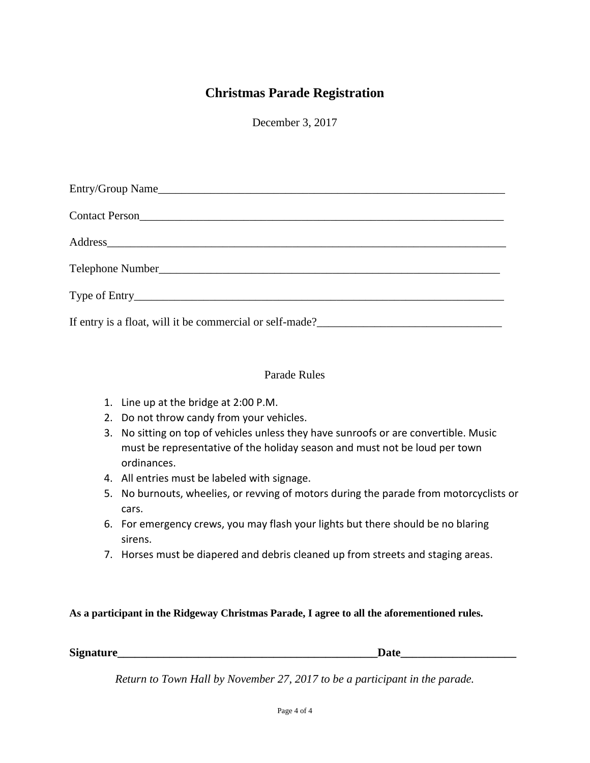# Christmas Parade Registration

December 3, 2017

Entry/Group Name_______________________________________________________________

Contact Person_________________________________________________________________

Address_______________________________________________________________________

Telephone Number_______________________________________________________________

Type of Entry___________________________________________________________________

If entry is a float, will it be commercial or self-made?_______________________________

Parade Rules

1. Line up at the bridge at 2:00 P.M.
2. Do not throw candy from your vehicles.
3. No sitting on top of vehicles unless they have sunroofs or are convertible. Music must be representative of the holiday season and must not be loud per town ordinances.
4. All entries must be labeled with signage.
5. No burnouts, wheelies, or revving of motors during the parade from motorcyclists or cars.
6. For emergency crews, you may flash your lights but there should be no blaring sirens.
7. Horses must be diapered and debris cleaned up from streets and staging areas.

**As a participant in the Ridgeway Christmas Parade, I agree to all the aforementioned rules.**

**Signature_____________________________________________Date___________________**

*Return to Town Hall by November 27, 2017 to be a participant in the parade.*